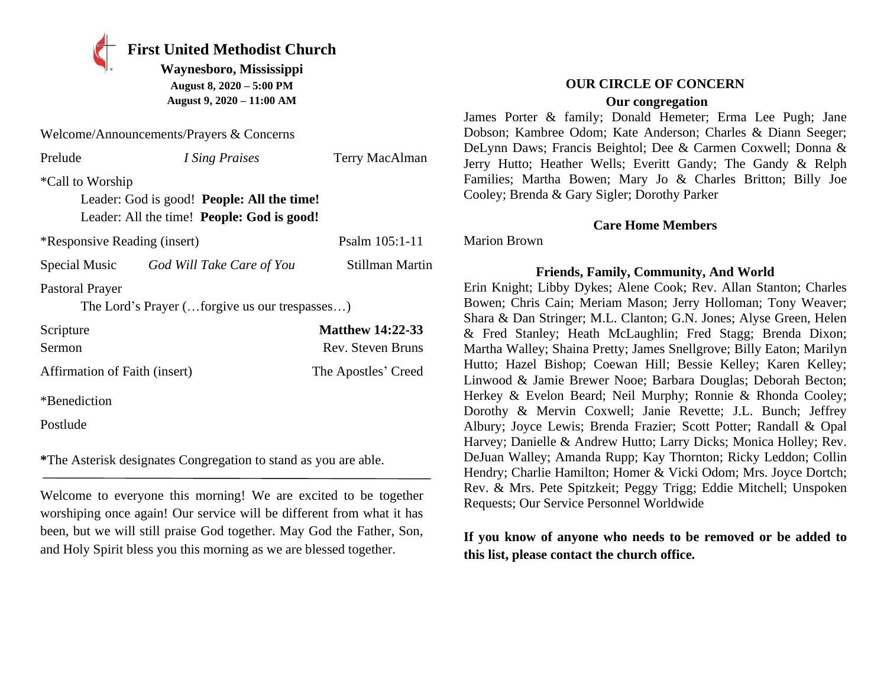# First United Methodist Church

**Waynesboro, Mississippi**

**August 8, 2020 – 5:00 PM**

**August 9, 2020 – 11:00 AM**

Welcome/Announcements/Prayers & Concerns

Prelude — *I Sing Praises* — Terry MacAlman

*Call to Worship

Leader: God is good! **People: All the time!**

Leader: All the time! **People: God is good!**

*Responsive Reading (insert) — Psalm 105:1-11

Special Music — *God Will Take Care of You* — Stillman Martin

Pastoral Prayer

The Lord's Prayer (…forgive us our trespasses…)

Scripture — **Matthew 14:22-33**

Sermon — Rev. Steven Bruns

Affirmation of Faith (insert) — The Apostles' Creed

*Benediction

Postlude

**\***The Asterisk designates Congregation to stand as you are able.

---

Welcome to everyone this morning! We are excited to be together worshiping once again! Our service will be different from what it has been, but we will still praise God together. May God the Father, Son, and Holy Spirit bless you this morning as we are blessed together.

## OUR CIRCLE OF CONCERN

### Our congregation

James Porter & family; Donald Hemeter; Erma Lee Pugh; Jane Dobson; Kambree Odom; Kate Anderson; Charles & Diann Seeger; DeLynn Daws; Francis Beightol; Dee & Carmen Coxwell; Donna & Jerry Hutto; Heather Wells; Everitt Gandy; The Gandy & Relph Families; Martha Bowen; Mary Jo & Charles Britton; Billy Joe Cooley; Brenda & Gary Sigler; Dorothy Parker

### Care Home Members

Marion Brown

### Friends, Family, Community, And World

Erin Knight; Libby Dykes; Alene Cook; Rev. Allan Stanton; Charles Bowen; Chris Cain; Meriam Mason; Jerry Holloman; Tony Weaver; Shara & Dan Stringer; M.L. Clanton; G.N. Jones; Alyse Green, Helen & Fred Stanley; Heath McLaughlin; Fred Stagg; Brenda Dixon; Martha Walley; Shaina Pretty; James Snellgrove; Billy Eaton; Marilyn Hutto; Hazel Bishop; Coewan Hill; Bessie Kelley; Karen Kelley; Linwood & Jamie Brewer Nooe; Barbara Douglas; Deborah Becton; Herkey & Evelon Beard; Neil Murphy; Ronnie & Rhonda Cooley; Dorothy & Mervin Coxwell; Janie Revette; J.L. Bunch; Jeffrey Albury; Joyce Lewis; Brenda Frazier; Scott Potter; Randall & Opal Harvey; Danielle & Andrew Hutto; Larry Dicks; Monica Holley; Rev. DeJuan Walley; Amanda Rupp; Kay Thornton; Ricky Leddon; Collin Hendry; Charlie Hamilton; Homer & Vicki Odom; Mrs. Joyce Dortch; Rev. & Mrs. Pete Spitzkeit; Peggy Trigg; Eddie Mitchell; Unspoken Requests; Our Service Personnel Worldwide

**If you know of anyone who needs to be removed or be added to this list, please contact the church office.**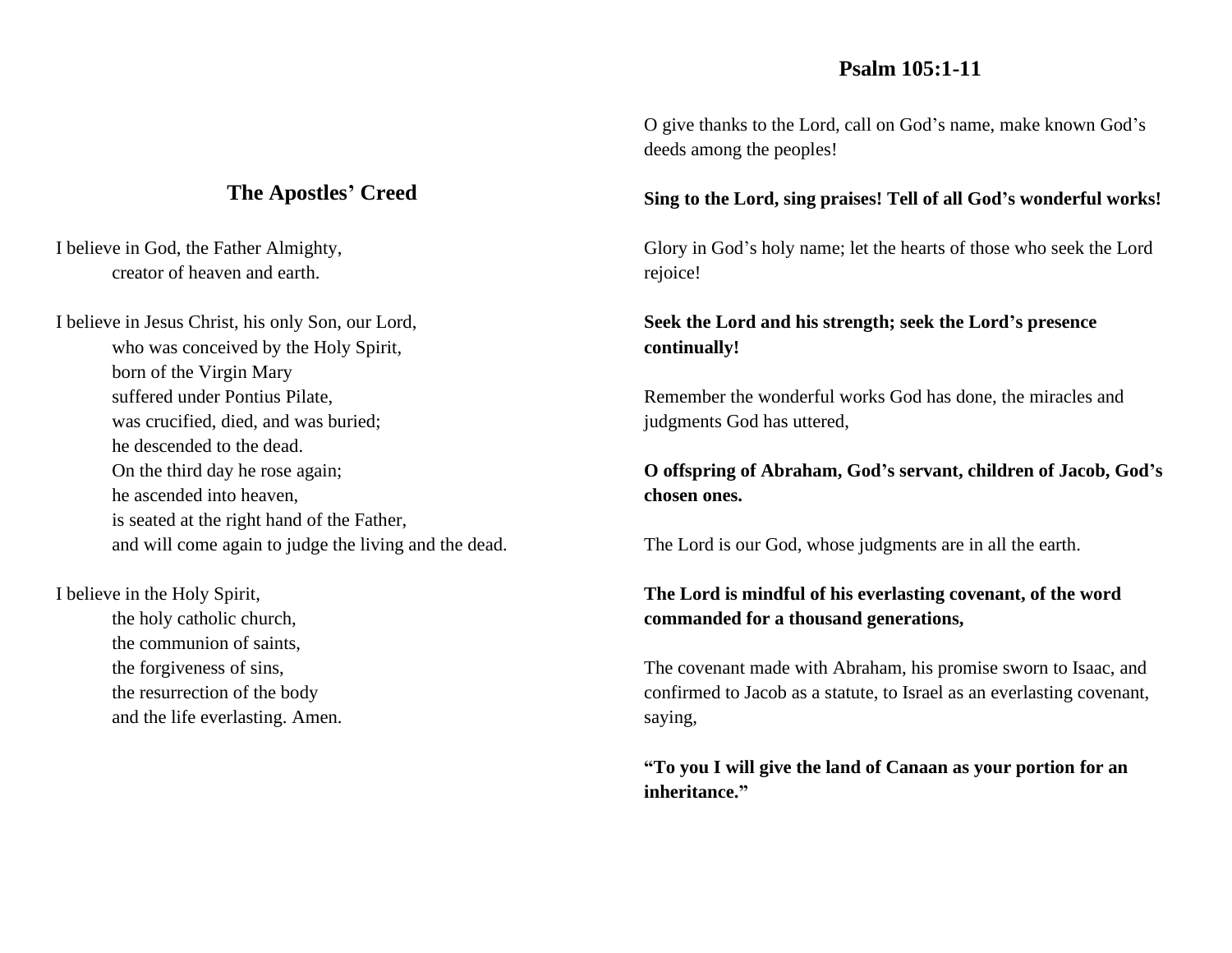## The Apostles' Creed

I believe in God, the Father Almighty,
creator of heaven and earth.

I believe in Jesus Christ, his only Son, our Lord,
who was conceived by the Holy Spirit,
born of the Virgin Mary
suffered under Pontius Pilate,
was crucified, died, and was buried;
he descended to the dead.
On the third day he rose again;
he ascended into heaven,
is seated at the right hand of the Father,
and will come again to judge the living and the dead.

I believe in the Holy Spirit,
the holy catholic church,
the communion of saints,
the forgiveness of sins,
the resurrection of the body
and the life everlasting. Amen.

## Psalm 105:1-11

O give thanks to the Lord, call on God's name, make known God's deeds among the peoples!

**Sing to the Lord, sing praises! Tell of all God's wonderful works!**

Glory in God's holy name; let the hearts of those who seek the Lord rejoice!

**Seek the Lord and his strength; seek the Lord's presence continually!**

Remember the wonderful works God has done, the miracles and judgments God has uttered,

**O offspring of Abraham, God's servant, children of Jacob, God's chosen ones.**

The Lord is our God, whose judgments are in all the earth.

**The Lord is mindful of his everlasting covenant, of the word commanded for a thousand generations,**

The covenant made with Abraham, his promise sworn to Isaac, and confirmed to Jacob as a statute, to Israel as an everlasting covenant, saying,

**"To you I will give the land of Canaan as your portion for an inheritance."**